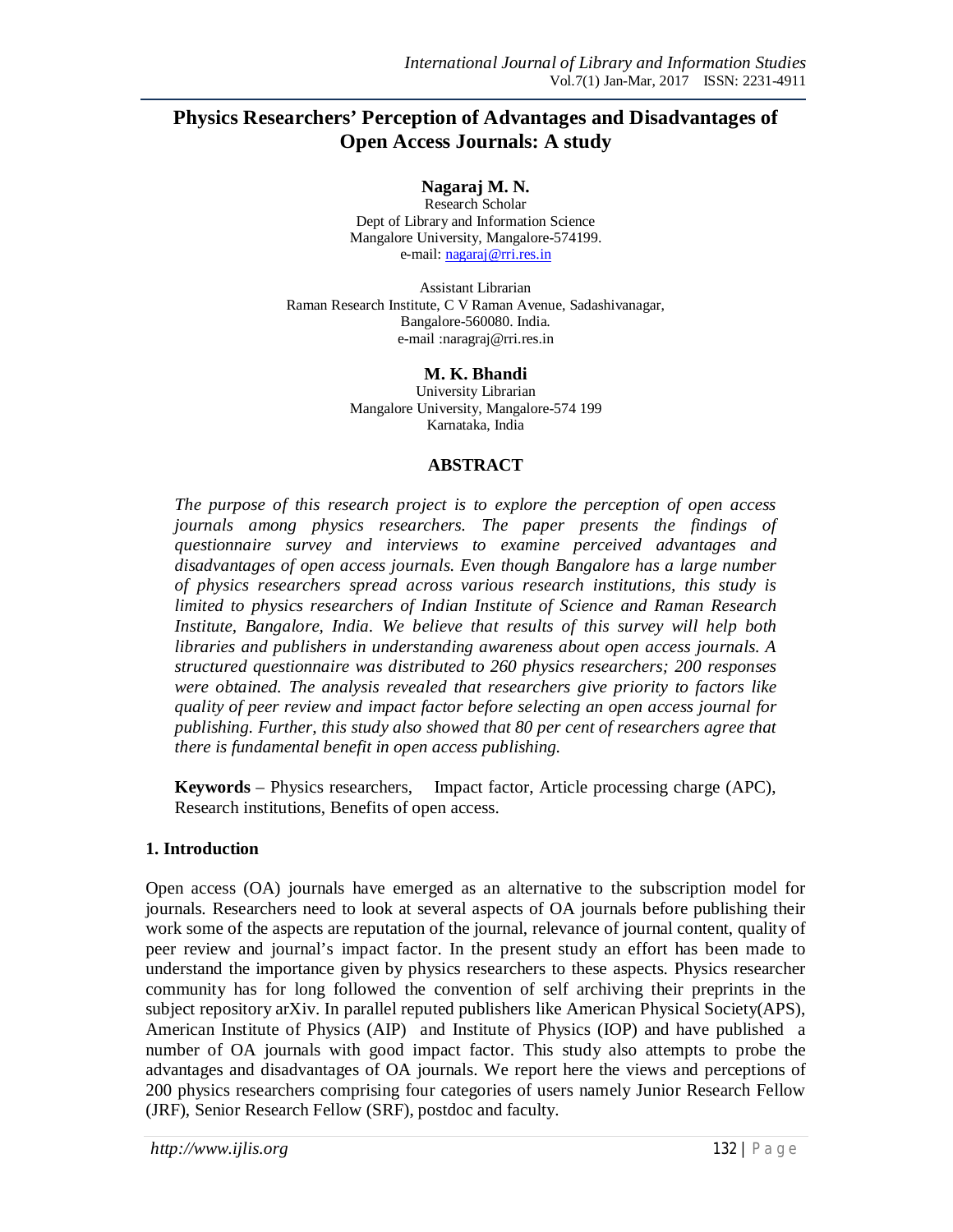# Physics Researchers' Perception of Advantages and Disadvantages of Open Access Journals: A study

**Nagaraj M. N.**
Research Scholar
Dept of Library and Information Science
Mangalore University, Mangalore-574199.
e-mail: nagaraj@rri.res.in

Assistant Librarian
Raman Research Institute, C V Raman Avenue, Sadashivanagar,
Bangalore-560080. India.
e-mail :naragraj@rri.res.in

**M. K. Bhandi**
University Librarian
Mangalore University, Mangalore-574 199
Karnataka, India

## ABSTRACT

*The purpose of this research project is to explore the perception of open access journals among physics researchers. The paper presents the findings of questionnaire survey and interviews to examine perceived advantages and disadvantages of open access journals. Even though Bangalore has a large number of physics researchers spread across various research institutions, this study is limited to physics researchers of Indian Institute of Science and Raman Research Institute, Bangalore, India. We believe that results of this survey will help both libraries and publishers in understanding awareness about open access journals. A structured questionnaire was distributed to 260 physics researchers; 200 responses were obtained. The analysis revealed that researchers give priority to factors like quality of peer review and impact factor before selecting an open access journal for publishing. Further, this study also showed that 80 per cent of researchers agree that there is fundamental benefit in open access publishing.*

**Keywords** – Physics researchers, Impact factor, Article processing charge (APC), Research institutions, Benefits of open access.

## 1. Introduction

Open access (OA) journals have emerged as an alternative to the subscription model for journals. Researchers need to look at several aspects of OA journals before publishing their work some of the aspects are reputation of the journal, relevance of journal content, quality of peer review and journal's impact factor. In the present study an effort has been made to understand the importance given by physics researchers to these aspects. Physics researcher community has for long followed the convention of self archiving their preprints in the subject repository arXiv. In parallel reputed publishers like American Physical Society(APS), American Institute of Physics (AIP) and Institute of Physics (IOP) and have published a number of OA journals with good impact factor. This study also attempts to probe the advantages and disadvantages of OA journals. We report here the views and perceptions of 200 physics researchers comprising four categories of users namely Junior Research Fellow (JRF), Senior Research Fellow (SRF), postdoc and faculty.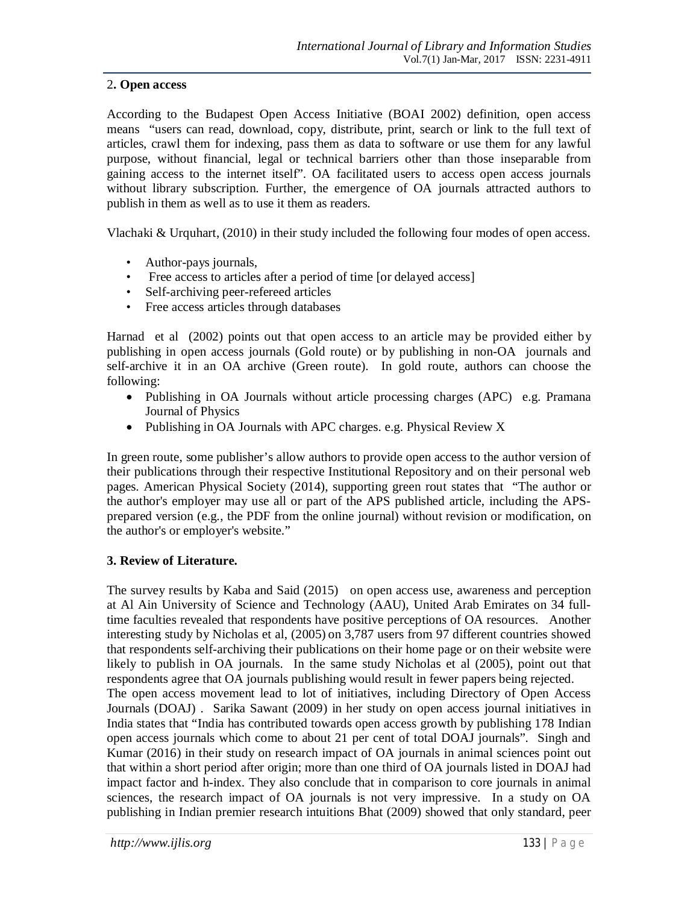## 2. Open access

According to the Budapest Open Access Initiative (BOAI 2002) definition, open access means "users can read, download, copy, distribute, print, search or link to the full text of articles, crawl them for indexing, pass them as data to software or use them for any lawful purpose, without financial, legal or technical barriers other than those inseparable from gaining access to the internet itself". OA facilitated users to access open access journals without library subscription. Further, the emergence of OA journals attracted authors to publish in them as well as to use it them as readers.

Vlachaki & Urquhart, (2010) in their study included the following four modes of open access.

- Author-pays journals,
- Free access to articles after a period of time [or delayed access]
- Self-archiving peer-refereed articles
- Free access articles through databases

Harnad et al (2002) points out that open access to an article may be provided either by publishing in open access journals (Gold route) or by publishing in non-OA journals and self-archive it in an OA archive (Green route). In gold route, authors can choose the following:

- Publishing in OA Journals without article processing charges (APC) e.g. Pramana Journal of Physics
- Publishing in OA Journals with APC charges. e.g. Physical Review X

In green route, some publisher's allow authors to provide open access to the author version of their publications through their respective Institutional Repository and on their personal web pages. American Physical Society (2014), supporting green rout states that "The author or the author's employer may use all or part of the APS published article, including the APS-prepared version (e.g., the PDF from the online journal) without revision or modification, on the author's or employer's website."

## 3. Review of Literature.

The survey results by Kaba and Said (2015) on open access use, awareness and perception at Al Ain University of Science and Technology (AAU), United Arab Emirates on 34 full-time faculties revealed that respondents have positive perceptions of OA resources. Another interesting study by Nicholas et al, (2005) on 3,787 users from 97 different countries showed that respondents self-archiving their publications on their home page or on their website were likely to publish in OA journals. In the same study Nicholas et al (2005), point out that respondents agree that OA journals publishing would result in fewer papers being rejected.

The open access movement lead to lot of initiatives, including Directory of Open Access Journals (DOAJ) . Sarika Sawant (2009) in her study on open access journal initiatives in India states that "India has contributed towards open access growth by publishing 178 Indian open access journals which come to about 21 per cent of total DOAJ journals". Singh and Kumar (2016) in their study on research impact of OA journals in animal sciences point out that within a short period after origin; more than one third of OA journals listed in DOAJ had impact factor and h-index. They also conclude that in comparison to core journals in animal sciences, the research impact of OA journals is not very impressive. In a study on OA publishing in Indian premier research intuitions Bhat (2009) showed that only standard, peer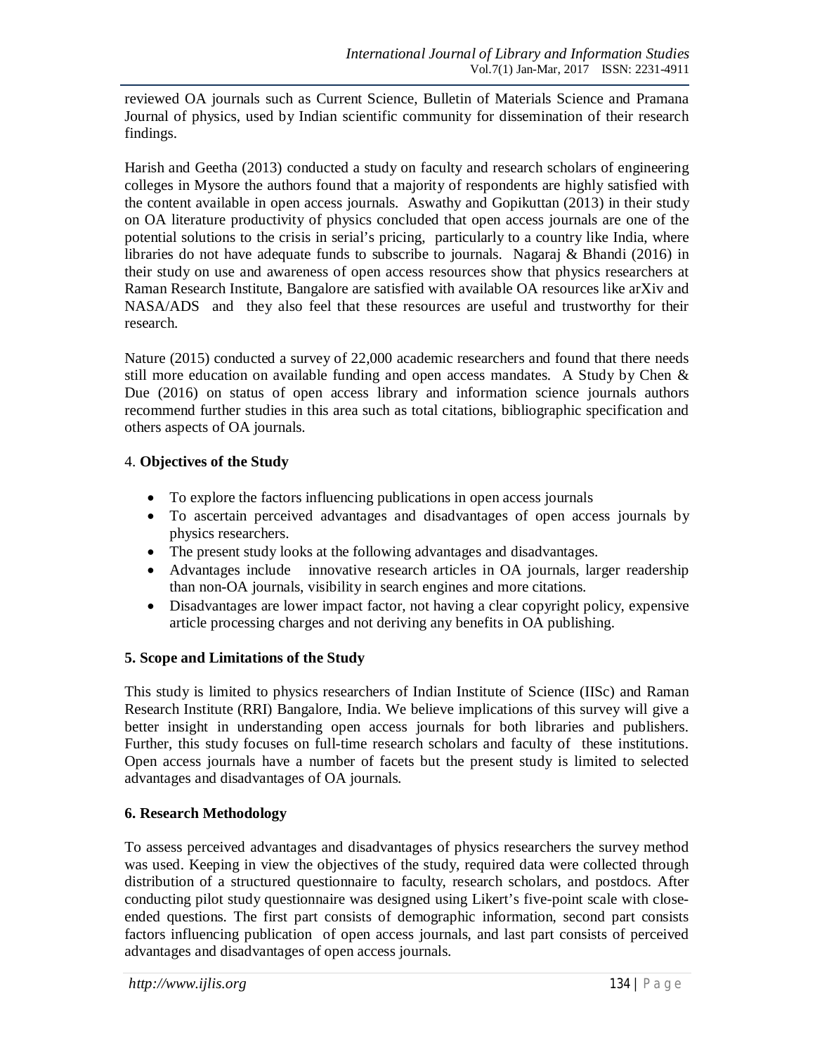reviewed OA journals such as Current Science, Bulletin of Materials Science and Pramana Journal of physics, used by Indian scientific community for dissemination of their research findings.

Harish and Geetha (2013) conducted a study on faculty and research scholars of engineering colleges in Mysore the authors found that a majority of respondents are highly satisfied with the content available in open access journals. Aswathy and Gopikuttan (2013) in their study on OA literature productivity of physics concluded that open access journals are one of the potential solutions to the crisis in serial's pricing, particularly to a country like India, where libraries do not have adequate funds to subscribe to journals. Nagaraj & Bhandi (2016) in their study on use and awareness of open access resources show that physics researchers at Raman Research Institute, Bangalore are satisfied with available OA resources like arXiv and NASA/ADS and they also feel that these resources are useful and trustworthy for their research.

Nature (2015) conducted a survey of 22,000 academic researchers and found that there needs still more education on available funding and open access mandates. A Study by Chen & Due (2016) on status of open access library and information science journals authors recommend further studies in this area such as total citations, bibliographic specification and others aspects of OA journals.

## 4. Objectives of the Study

- To explore the factors influencing publications in open access journals
- To ascertain perceived advantages and disadvantages of open access journals by physics researchers.
- The present study looks at the following advantages and disadvantages.
- Advantages include innovative research articles in OA journals, larger readership than non-OA journals, visibility in search engines and more citations.
- Disadvantages are lower impact factor, not having a clear copyright policy, expensive article processing charges and not deriving any benefits in OA publishing.

## 5. Scope and Limitations of the Study

This study is limited to physics researchers of Indian Institute of Science (IISc) and Raman Research Institute (RRI) Bangalore, India. We believe implications of this survey will give a better insight in understanding open access journals for both libraries and publishers. Further, this study focuses on full-time research scholars and faculty of these institutions. Open access journals have a number of facets but the present study is limited to selected advantages and disadvantages of OA journals.

## 6. Research Methodology

To assess perceived advantages and disadvantages of physics researchers the survey method was used. Keeping in view the objectives of the study, required data were collected through distribution of a structured questionnaire to faculty, research scholars, and postdocs. After conducting pilot study questionnaire was designed using Likert's five-point scale with close-ended questions. The first part consists of demographic information, second part consists factors influencing publication of open access journals, and last part consists of perceived advantages and disadvantages of open access journals.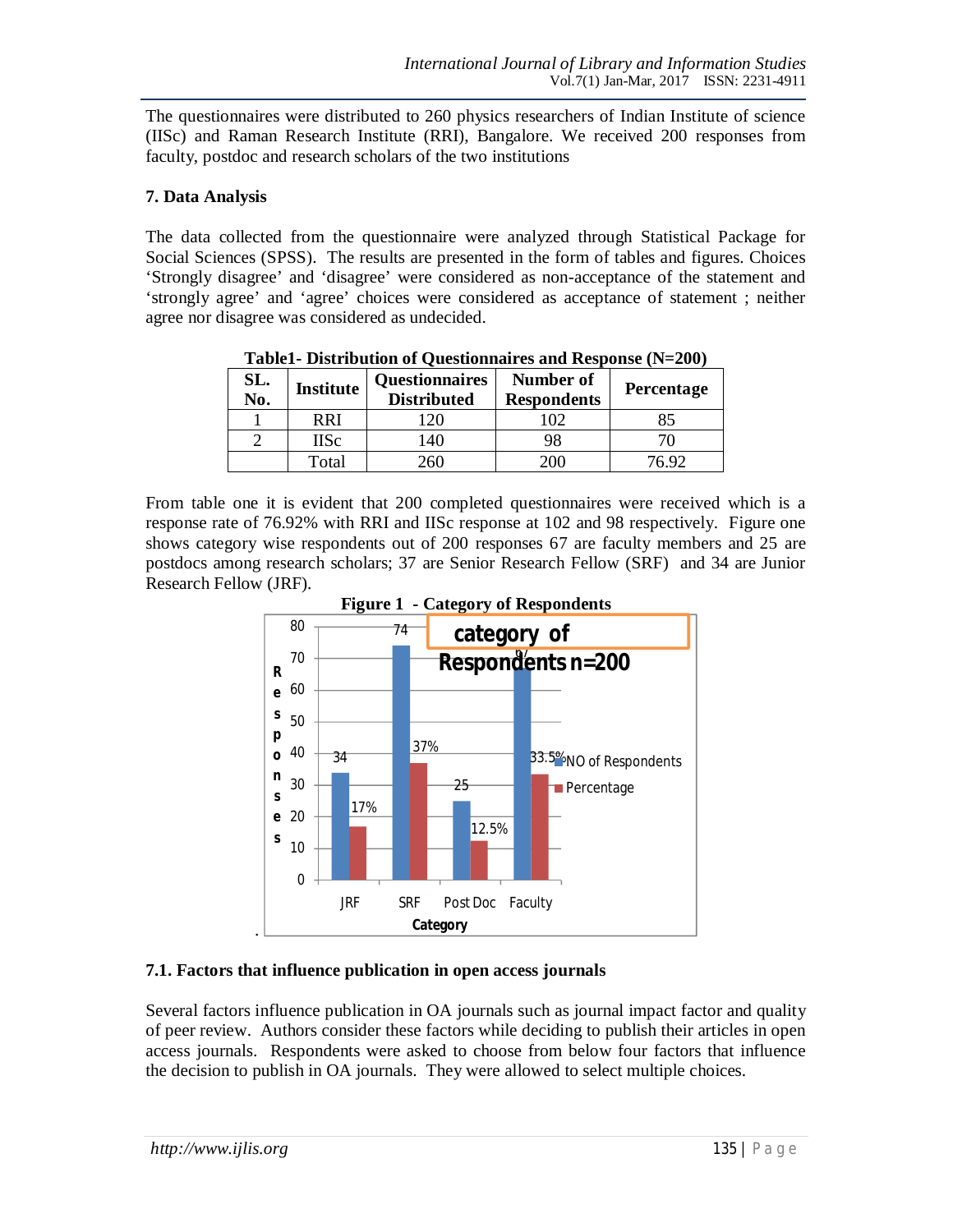The questionnaires were distributed to 260 physics researchers of Indian Institute of science (IISc) and Raman Research Institute (RRI), Bangalore. We received 200 responses from faculty, postdoc and research scholars of the two institutions

## 7. Data Analysis

The data collected from the questionnaire were analyzed through Statistical Package for Social Sciences (SPSS). The results are presented in the form of tables and figures. Choices 'Strongly disagree' and 'disagree' were considered as non-acceptance of the statement and 'strongly agree' and 'agree' choices were considered as acceptance of statement ; neither agree nor disagree was considered as undecided.

**Table1- Distribution of Questionnaires and Response (N=200)**

| SL. No. | Institute | Questionnaires Distributed | Number of Respondents | Percentage |
|---|---|---|---|---|
| 1 | RRI | 120 | 102 | 85 |
| 2 | IISc | 140 | 98 | 70 |
| | Total | 260 | 200 | 76.92 |

From table one it is evident that 200 completed questionnaires were received which is a response rate of 76.92% with RRI and IISc response at 102 and 98 respectively. Figure one shows category wise respondents out of 200 responses 67 are faculty members and 25 are postdocs among research scholars; 37 are Senior Research Fellow (SRF) and 34 are Junior Research Fellow (JRF).

**Figure 1 - Category of Respondents**

### 7.1. Factors that influence publication in open access journals

Several factors influence publication in OA journals such as journal impact factor and quality of peer review. Authors consider these factors while deciding to publish their articles in open access journals. Respondents were asked to choose from below four factors that influence the decision to publish in OA journals. They were allowed to select multiple choices.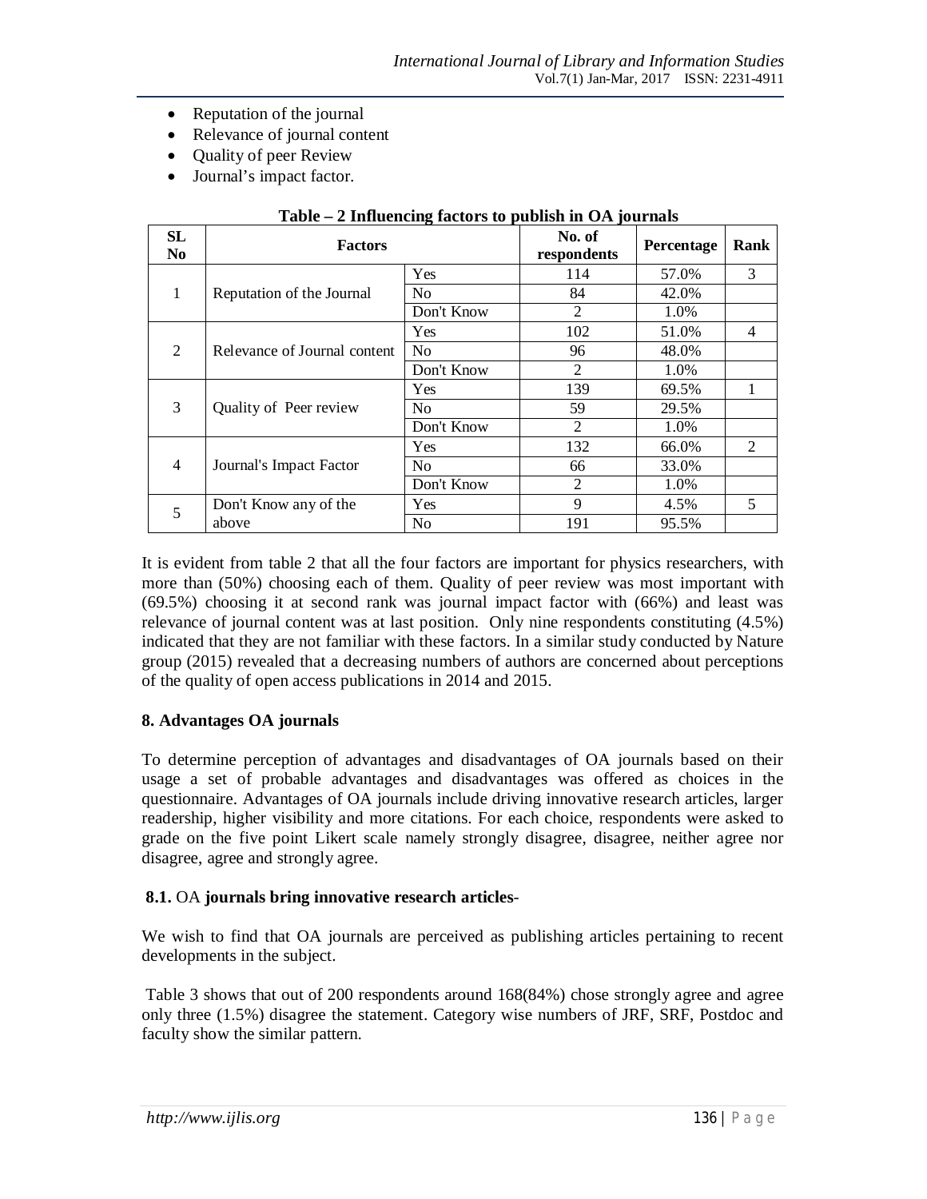- Reputation of the journal
- Relevance of journal content
- Quality of peer Review
- Journal's impact factor.

**Table – 2 Influencing factors to publish in OA journals**

| SL No | Factors | | No. of respondents | Percentage | Rank |
|---|---|---|---|---|---|
| 1 | Reputation of the Journal | Yes | 114 | 57.0% | 3 |
| | | No | 84 | 42.0% | |
| | | Don't Know | 2 | 1.0% | |
| 2 | Relevance of Journal content | Yes | 102 | 51.0% | 4 |
| | | No | 96 | 48.0% | |
| | | Don't Know | 2 | 1.0% | |
| 3 | Quality of Peer review | Yes | 139 | 69.5% | 1 |
| | | No | 59 | 29.5% | |
| | | Don't Know | 2 | 1.0% | |
| 4 | Journal's Impact Factor | Yes | 132 | 66.0% | 2 |
| | | No | 66 | 33.0% | |
| | | Don't Know | 2 | 1.0% | |
| 5 | Don't Know any of the above | Yes | 9 | 4.5% | 5 |
| | | No | 191 | 95.5% | |

It is evident from table 2 that all the four factors are important for physics researchers, with more than (50%) choosing each of them. Quality of peer review was most important with (69.5%) choosing it at second rank was journal impact factor with (66%) and least was relevance of journal content was at last position. Only nine respondents constituting (4.5%) indicated that they are not familiar with these factors. In a similar study conducted by Nature group (2015) revealed that a decreasing numbers of authors are concerned about perceptions of the quality of open access publications in 2014 and 2015.

## 8. Advantages OA journals

To determine perception of advantages and disadvantages of OA journals based on their usage a set of probable advantages and disadvantages was offered as choices in the questionnaire. Advantages of OA journals include driving innovative research articles, larger readership, higher visibility and more citations. For each choice, respondents were asked to grade on the five point Likert scale namely strongly disagree, disagree, neither agree nor disagree, agree and strongly agree.

### 8.1. OA journals bring innovative research articles-

We wish to find that OA journals are perceived as publishing articles pertaining to recent developments in the subject.

Table 3 shows that out of 200 respondents around 168(84%) chose strongly agree and agree only three (1.5%) disagree the statement. Category wise numbers of JRF, SRF, Postdoc and faculty show the similar pattern.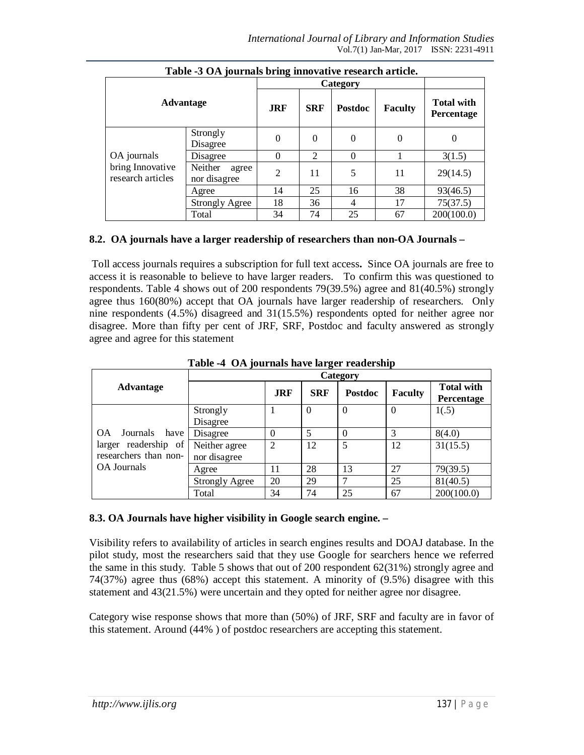**Table -3 OA journals bring innovative research article.**

| Advantage | | Category | | | | |
|---|---|---|---|---|---|---|
| | | JRF | SRF | Postdoc | Faculty | Total with Percentage |
| OA journals bring Innovative research articles | Strongly Disagree | 0 | 0 | 0 | 0 | 0 |
| | Disagree | 0 | 2 | 0 | 1 | 3(1.5) |
| | Neither agree nor disagree | 2 | 11 | 5 | 11 | 29(14.5) |
| | Agree | 14 | 25 | 16 | 38 | 93(46.5) |
| | Strongly Agree | 18 | 36 | 4 | 17 | 75(37.5) |
| | Total | 34 | 74 | 25 | 67 | 200(100.0) |

### 8.2. OA journals have a larger readership of researchers than non-OA Journals –

Toll access journals requires a subscription for full text access**.** Since OA journals are free to access it is reasonable to believe to have larger readers. To confirm this was questioned to respondents. Table 4 shows out of 200 respondents 79(39.5%) agree and 81(40.5%) strongly agree thus 160(80%) accept that OA journals have larger readership of researchers. Only nine respondents (4.5%) disagreed and 31(15.5%) respondents opted for neither agree nor disagree. More than fifty per cent of JRF, SRF, Postdoc and faculty answered as strongly agree and agree for this statement

**Table -4 OA journals have larger readership**

| Advantage | Category | | | | | |
|---|---|---|---|---|---|---|
| | | JRF | SRF | Postdoc | Faculty | Total with Percentage |
| OA Journals have larger readership of researchers than non-OA Journals | Strongly Disagree | 1 | 0 | 0 | 0 | 1(.5) |
| | Disagree | 0 | 5 | 0 | 3 | 8(4.0) |
| | Neither agree nor disagree | 2 | 12 | 5 | 12 | 31(15.5) |
| | Agree | 11 | 28 | 13 | 27 | 79(39.5) |
| | Strongly Agree | 20 | 29 | 7 | 25 | 81(40.5) |
| | Total | 34 | 74 | 25 | 67 | 200(100.0) |

### 8.3. OA Journals have higher visibility in Google search engine. –

Visibility refers to availability of articles in search engines results and DOAJ database. In the pilot study, most the researchers said that they use Google for searchers hence we referred the same in this study. Table 5 shows that out of 200 respondent 62(31%) strongly agree and 74(37%) agree thus (68%) accept this statement. A minority of (9.5%) disagree with this statement and 43(21.5%) were uncertain and they opted for neither agree nor disagree.

Category wise response shows that more than (50%) of JRF, SRF and faculty are in favor of this statement. Around (44% ) of postdoc researchers are accepting this statement.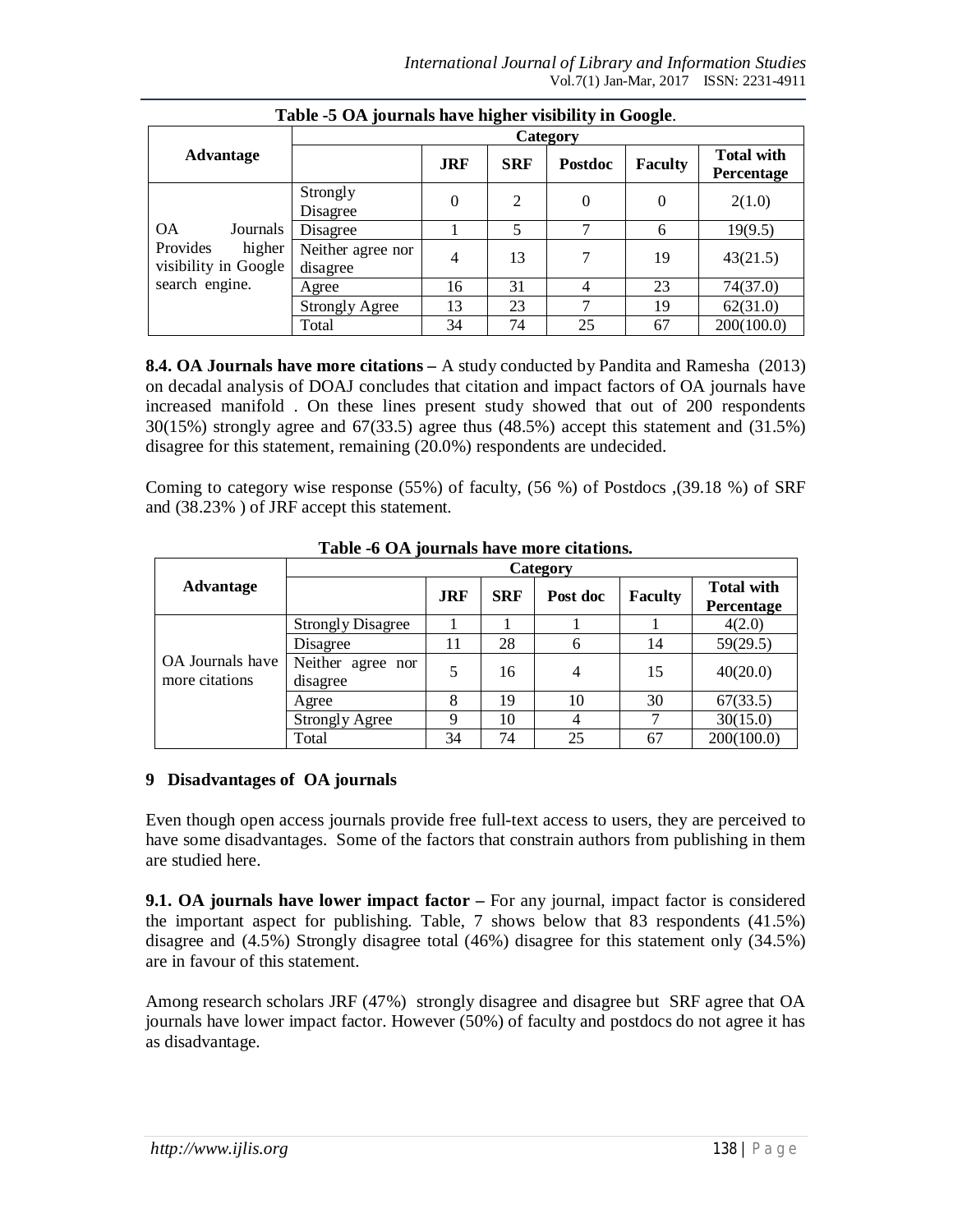**Table -5 OA journals have higher visibility in Google**.

| Advantage | Category | | | | | |
|---|---|---|---|---|---|---|
| | | **JRF** | **SRF** | **Postdoc** | **Faculty** | **Total with Percentage** |
| OA Journals Provides higher visibility in Google search engine. | Strongly Disagree | 0 | 2 | 0 | 0 | 2(1.0) |
| | Disagree | 1 | 5 | 7 | 6 | 19(9.5) |
| | Neither agree nor disagree | 4 | 13 | 7 | 19 | 43(21.5) |
| | Agree | 16 | 31 | 4 | 23 | 74(37.0) |
| | Strongly Agree | 13 | 23 | 7 | 19 | 62(31.0) |
| | Total | 34 | 74 | 25 | 67 | 200(100.0) |

**8.4. OA Journals have more citations –** A study conducted by Pandita and Ramesha (2013) on decadal analysis of DOAJ concludes that citation and impact factors of OA journals have increased manifold . On these lines present study showed that out of 200 respondents 30(15%) strongly agree and 67(33.5) agree thus (48.5%) accept this statement and (31.5%) disagree for this statement, remaining (20.0%) respondents are undecided.

Coming to category wise response (55%) of faculty, (56 %) of Postdocs ,(39.18 %) of SRF and (38.23% ) of JRF accept this statement.

**Table -6 OA journals have more citations.**

| Advantage | Category | | | | | |
|---|---|---|---|---|---|---|
| | | **JRF** | **SRF** | **Post doc** | **Faculty** | **Total with Percentage** |
| OA Journals have more citations | Strongly Disagree | 1 | 1 | 1 | 1 | 4(2.0) |
| | Disagree | 11 | 28 | 6 | 14 | 59(29.5) |
| | Neither agree nor disagree | 5 | 16 | 4 | 15 | 40(20.0) |
| | Agree | 8 | 19 | 10 | 30 | 67(33.5) |
| | Strongly Agree | 9 | 10 | 4 | 7 | 30(15.0) |
| | Total | 34 | 74 | 25 | 67 | 200(100.0) |

## 9 Disadvantages of OA journals

Even though open access journals provide free full-text access to users, they are perceived to have some disadvantages. Some of the factors that constrain authors from publishing in them are studied here.

**9.1. OA journals have lower impact factor –** For any journal, impact factor is considered the important aspect for publishing. Table, 7 shows below that 83 respondents (41.5%) disagree and (4.5%) Strongly disagree total (46%) disagree for this statement only (34.5%) are in favour of this statement.

Among research scholars JRF (47%) strongly disagree and disagree but SRF agree that OA journals have lower impact factor. However (50%) of faculty and postdocs do not agree it has as disadvantage.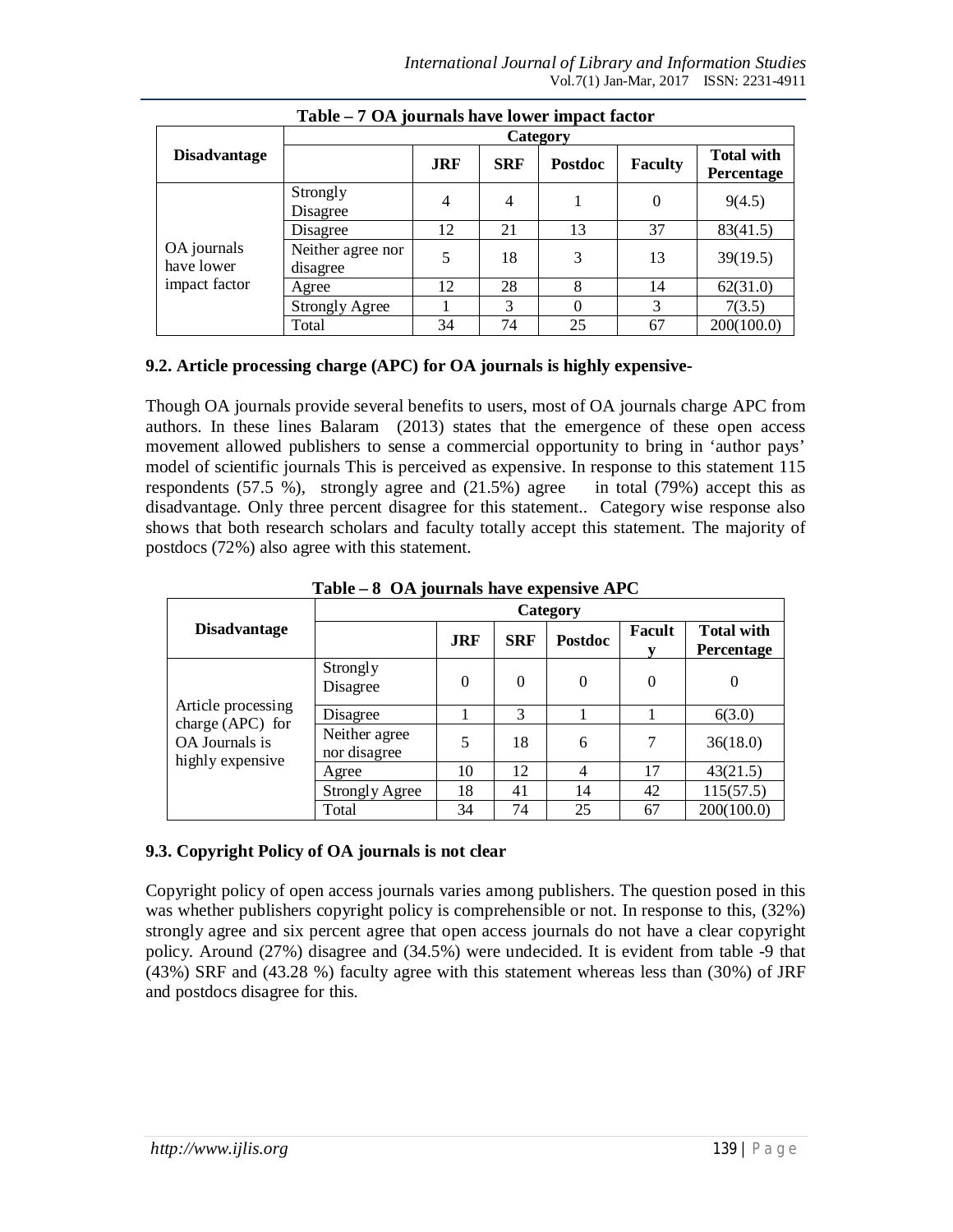**Table – 7 OA journals have lower impact factor**

| Disadvantage | Category | | | | | |
|---|---|---|---|---|---|---|
| | | JRF | SRF | Postdoc | Faculty | Total with Percentage |
| OA journals have lower impact factor | Strongly Disagree | 4 | 4 | 1 | 0 | 9(4.5) |
| | Disagree | 12 | 21 | 13 | 37 | 83(41.5) |
| | Neither agree nor disagree | 5 | 18 | 3 | 13 | 39(19.5) |
| | Agree | 12 | 28 | 8 | 14 | 62(31.0) |
| | Strongly Agree | 1 | 3 | 0 | 3 | 7(3.5) |
| | Total | 34 | 74 | 25 | 67 | 200(100.0) |

### 9.2. Article processing charge (APC) for OA journals is highly expensive-

Though OA journals provide several benefits to users, most of OA journals charge APC from authors. In these lines Balaram (2013) states that the emergence of these open access movement allowed publishers to sense a commercial opportunity to bring in 'author pays' model of scientific journals This is perceived as expensive. In response to this statement 115 respondents (57.5 %), strongly agree and (21.5%) agree in total (79%) accept this as disadvantage. Only three percent disagree for this statement.. Category wise response also shows that both research scholars and faculty totally accept this statement. The majority of postdocs (72%) also agree with this statement.

**Table – 8 OA journals have expensive APC**

| Disadvantage | Category | | | | | |
|---|---|---|---|---|---|---|
| | | JRF | SRF | Postdoc | Faculty | Total with Percentage |
| Article processing charge (APC) for OA Journals is highly expensive | Strongly Disagree | 0 | 0 | 0 | 0 | 0 |
| | Disagree | 1 | 3 | 1 | 1 | 6(3.0) |
| | Neither agree nor disagree | 5 | 18 | 6 | 7 | 36(18.0) |
| | Agree | 10 | 12 | 4 | 17 | 43(21.5) |
| | Strongly Agree | 18 | 41 | 14 | 42 | 115(57.5) |
| | Total | 34 | 74 | 25 | 67 | 200(100.0) |

### 9.3. Copyright Policy of OA journals is not clear

Copyright policy of open access journals varies among publishers. The question posed in this was whether publishers copyright policy is comprehensible or not. In response to this, (32%) strongly agree and six percent agree that open access journals do not have a clear copyright policy. Around (27%) disagree and (34.5%) were undecided. It is evident from table -9 that (43%) SRF and (43.28 %) faculty agree with this statement whereas less than (30%) of JRF and postdocs disagree for this.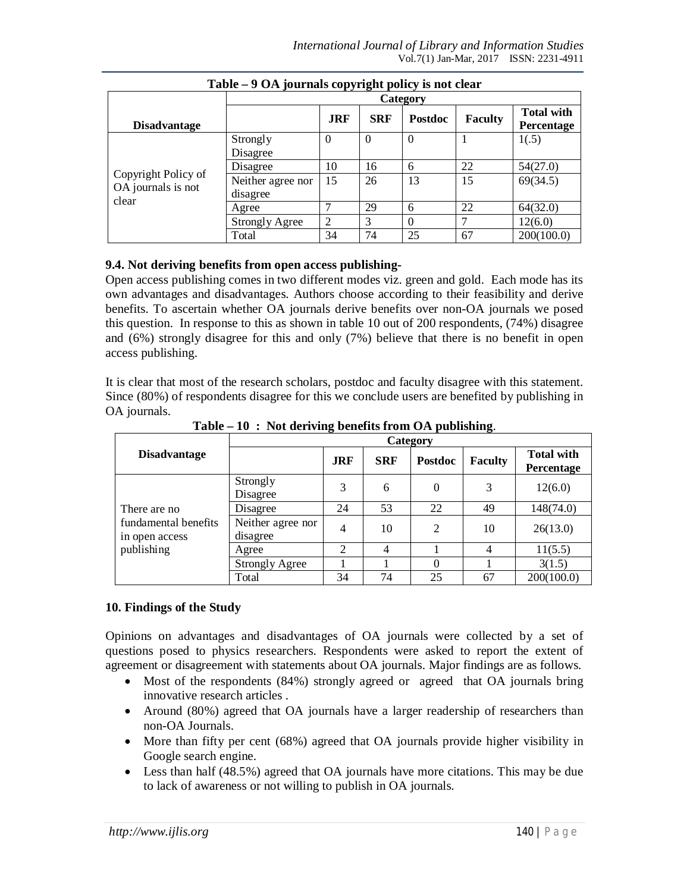**Table – 9 OA journals copyright policy is not clear**

| Disadvantage | Category | | | | | |
|---|---|---|---|---|---|---|
| | | JRF | SRF | Postdoc | Faculty | Total with Percentage |
| Copyright Policy of OA journals is not clear | Strongly Disagree | 0 | 0 | 0 | 1 | 1(.5) |
| | Disagree | 10 | 16 | 6 | 22 | 54(27.0) |
| | Neither agree nor disagree | 15 | 26 | 13 | 15 | 69(34.5) |
| | Agree | 7 | 29 | 6 | 22 | 64(32.0) |
| | Strongly Agree | 2 | 3 | 0 | 7 | 12(6.0) |
| | Total | 34 | 74 | 25 | 67 | 200(100.0) |

### 9.4. Not deriving benefits from open access publishing-

Open access publishing comes in two different modes viz. green and gold. Each mode has its own advantages and disadvantages. Authors choose according to their feasibility and derive benefits. To ascertain whether OA journals derive benefits over non-OA journals we posed this question. In response to this as shown in table 10 out of 200 respondents, (74%) disagree and (6%) strongly disagree for this and only (7%) believe that there is no benefit in open access publishing.

It is clear that most of the research scholars, postdoc and faculty disagree with this statement. Since (80%) of respondents disagree for this we conclude users are benefited by publishing in OA journals.

**Table – 10 : Not deriving benefits from OA publishing**.

| Disadvantage | Category | | | | | |
|---|---|---|---|---|---|---|
| | | JRF | SRF | Postdoc | Faculty | Total with Percentage |
| There are no fundamental benefits in open access publishing | Strongly Disagree | 3 | 6 | 0 | 3 | 12(6.0) |
| | Disagree | 24 | 53 | 22 | 49 | 148(74.0) |
| | Neither agree nor disagree | 4 | 10 | 2 | 10 | 26(13.0) |
| | Agree | 2 | 4 | 1 | 4 | 11(5.5) |
| | Strongly Agree | 1 | 1 | 0 | 1 | 3(1.5) |
| | Total | 34 | 74 | 25 | 67 | 200(100.0) |

## 10. Findings of the Study

Opinions on advantages and disadvantages of OA journals were collected by a set of questions posed to physics researchers. Respondents were asked to report the extent of agreement or disagreement with statements about OA journals. Major findings are as follows.

- Most of the respondents (84%) strongly agreed or agreed that OA journals bring innovative research articles .
- Around (80%) agreed that OA journals have a larger readership of researchers than non-OA Journals.
- More than fifty per cent (68%) agreed that OA journals provide higher visibility in Google search engine.
- Less than half (48.5%) agreed that OA journals have more citations. This may be due to lack of awareness or not willing to publish in OA journals.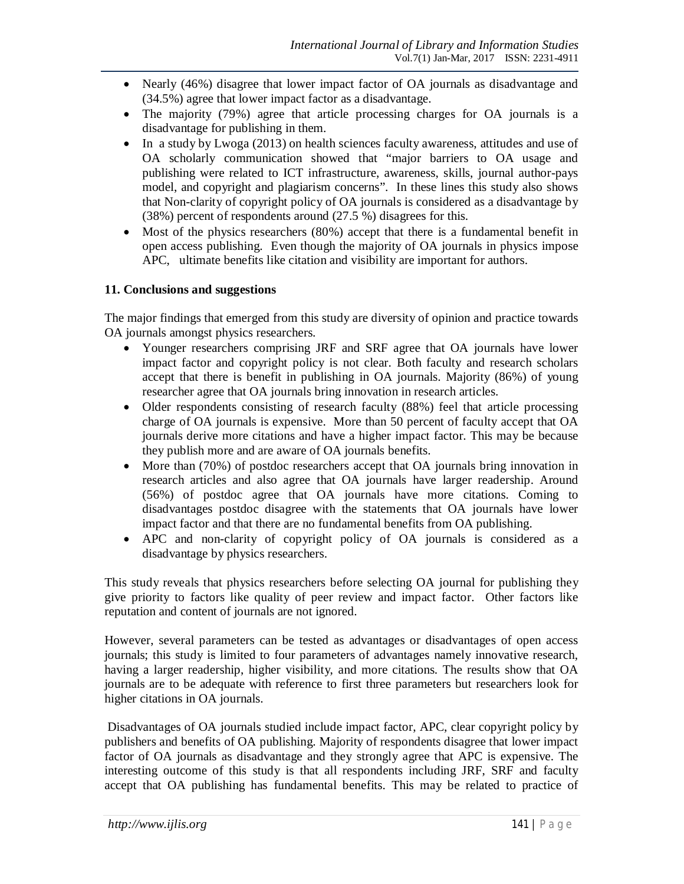- Nearly (46%) disagree that lower impact factor of OA journals as disadvantage and (34.5%) agree that lower impact factor as a disadvantage.
- The majority (79%) agree that article processing charges for OA journals is a disadvantage for publishing in them.
- In a study by Lwoga (2013) on health sciences faculty awareness, attitudes and use of OA scholarly communication showed that "major barriers to OA usage and publishing were related to ICT infrastructure, awareness, skills, journal author-pays model, and copyright and plagiarism concerns". In these lines this study also shows that Non-clarity of copyright policy of OA journals is considered as a disadvantage by (38%) percent of respondents around (27.5 %) disagrees for this.
- Most of the physics researchers (80%) accept that there is a fundamental benefit in open access publishing. Even though the majority of OA journals in physics impose APC, ultimate benefits like citation and visibility are important for authors.

**11. Conclusions and suggestions**

The major findings that emerged from this study are diversity of opinion and practice towards OA journals amongst physics researchers.

- Younger researchers comprising JRF and SRF agree that OA journals have lower impact factor and copyright policy is not clear. Both faculty and research scholars accept that there is benefit in publishing in OA journals. Majority (86%) of young researcher agree that OA journals bring innovation in research articles.
- Older respondents consisting of research faculty (88%) feel that article processing charge of OA journals is expensive. More than 50 percent of faculty accept that OA journals derive more citations and have a higher impact factor. This may be because they publish more and are aware of OA journals benefits.
- More than (70%) of postdoc researchers accept that OA journals bring innovation in research articles and also agree that OA journals have larger readership. Around (56%) of postdoc agree that OA journals have more citations. Coming to disadvantages postdoc disagree with the statements that OA journals have lower impact factor and that there are no fundamental benefits from OA publishing.
- APC and non-clarity of copyright policy of OA journals is considered as a disadvantage by physics researchers.

This study reveals that physics researchers before selecting OA journal for publishing they give priority to factors like quality of peer review and impact factor. Other factors like reputation and content of journals are not ignored.

However, several parameters can be tested as advantages or disadvantages of open access journals; this study is limited to four parameters of advantages namely innovative research, having a larger readership, higher visibility, and more citations. The results show that OA journals are to be adequate with reference to first three parameters but researchers look for higher citations in OA journals.

Disadvantages of OA journals studied include impact factor, APC, clear copyright policy by publishers and benefits of OA publishing. Majority of respondents disagree that lower impact factor of OA journals as disadvantage and they strongly agree that APC is expensive. The interesting outcome of this study is that all respondents including JRF, SRF and faculty accept that OA publishing has fundamental benefits. This may be related to practice of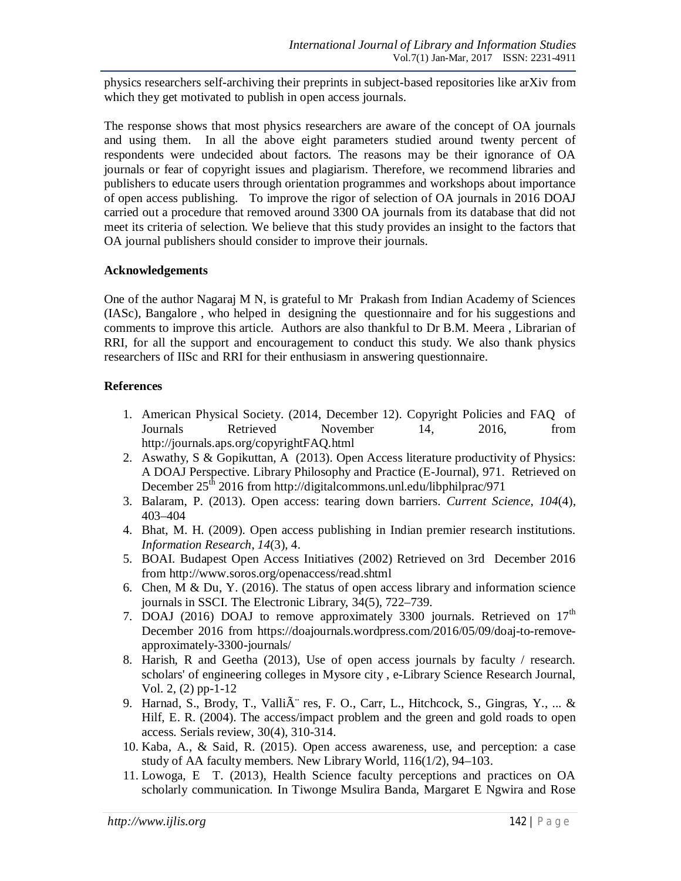physics researchers self-archiving their preprints in subject-based repositories like arXiv from which they get motivated to publish in open access journals.

The response shows that most physics researchers are aware of the concept of OA journals and using them. In all the above eight parameters studied around twenty percent of respondents were undecided about factors. The reasons may be their ignorance of OA journals or fear of copyright issues and plagiarism. Therefore, we recommend libraries and publishers to educate users through orientation programmes and workshops about importance of open access publishing. To improve the rigor of selection of OA journals in 2016 DOAJ carried out a procedure that removed around 3300 OA journals from its database that did not meet its criteria of selection. We believe that this study provides an insight to the factors that OA journal publishers should consider to improve their journals.

**Acknowledgements**

One of the author Nagaraj M N, is grateful to Mr Prakash from Indian Academy of Sciences (IASc), Bangalore , who helped in designing the questionnaire and for his suggestions and comments to improve this article. Authors are also thankful to Dr B.M. Meera , Librarian of RRI, for all the support and encouragement to conduct this study. We also thank physics researchers of IISc and RRI for their enthusiasm in answering questionnaire.

**References**

1. American Physical Society. (2014, December 12). Copyright Policies and FAQ of Journals Retrieved November 14, 2016, from http://journals.aps.org/copyrightFAQ.html
2. Aswathy, S & Gopikuttan, A (2013). Open Access literature productivity of Physics: A DOAJ Perspective. Library Philosophy and Practice (E-Journal), 971. Retrieved on December 25th 2016 from http://digitalcommons.unl.edu/libphilprac/971
3. Balaram, P. (2013). Open access: tearing down barriers. *Current Science*, *104*(4), 403–404
4. Bhat, M. H. (2009). Open access publishing in Indian premier research institutions. *Information Research*, *14*(3), 4.
5. BOAI. Budapest Open Access Initiatives (2002) Retrieved on 3rd December 2016 from http://www.soros.org/openaccess/read.shtml
6. Chen, M & Du, Y. (2016). The status of open access library and information science journals in SSCI. The Electronic Library, 34(5), 722–739.
7. DOAJ (2016) DOAJ to remove approximately 3300 journals. Retrieved on 17th December 2016 from https://doajournals.wordpress.com/2016/05/09/doaj-to-remove-approximately-3300-journals/
8. Harish, R and Geetha (2013), Use of open access journals by faculty / research. scholars' of engineering colleges in Mysore city , e-Library Science Research Journal, Vol. 2, (2) pp-1-12
9. Harnad, S., Brody, T., ValliÃ¨ res, F. O., Carr, L., Hitchcock, S., Gingras, Y., ... & Hilf, E. R. (2004). The access/impact problem and the green and gold roads to open access. Serials review, 30(4), 310-314.
10. Kaba, A., & Said, R. (2015). Open access awareness, use, and perception: a case study of AA faculty members. New Library World, 116(1/2), 94–103.
11. Lowoga, E T. (2013), Health Science faculty perceptions and practices on OA scholarly communication. In Tiwonge Msulira Banda, Margaret E Ngwira and Rose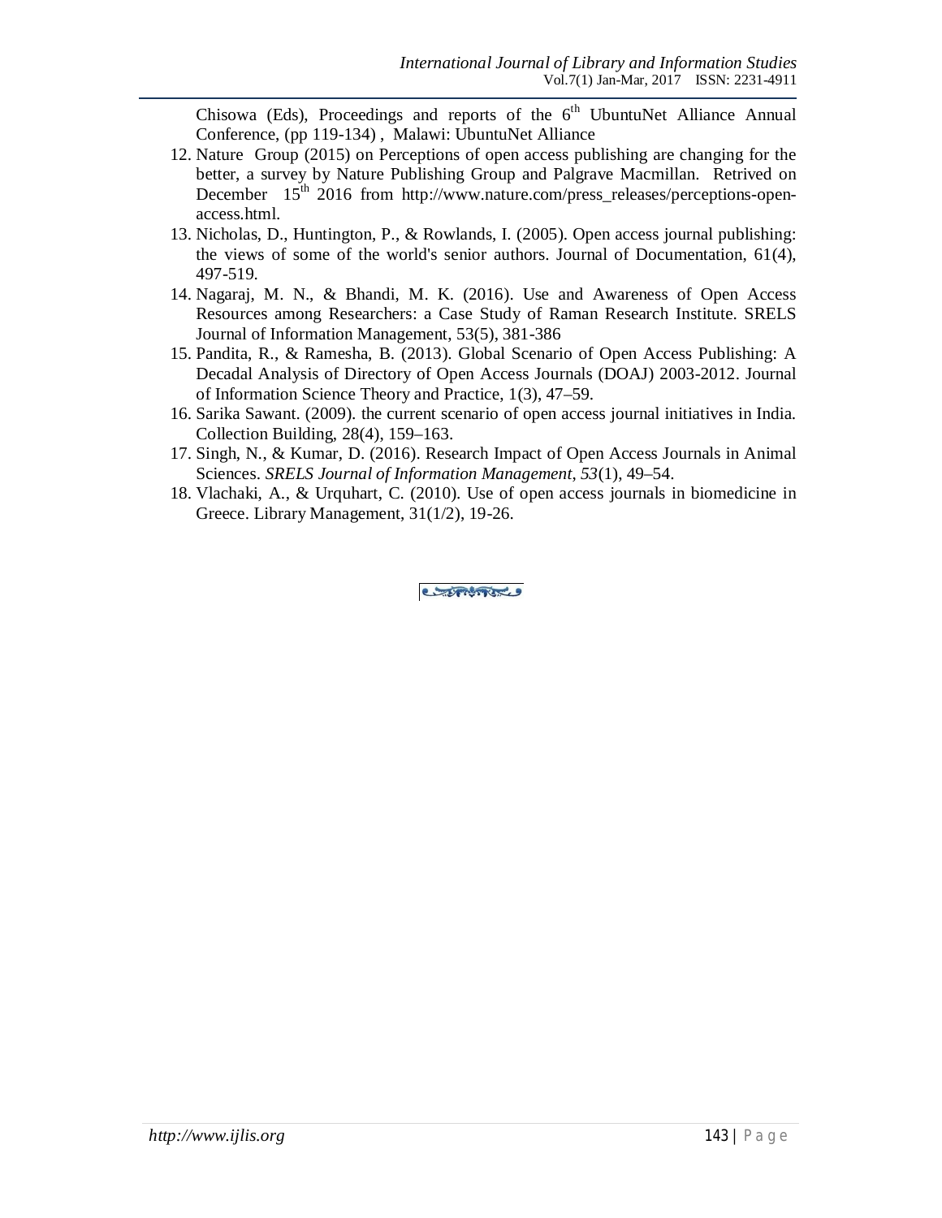Chisowa (Eds), Proceedings and reports of the 6th UbuntuNet Alliance Annual Conference, (pp 119-134) , Malawi: UbuntuNet Alliance

12. Nature Group (2015) on Perceptions of open access publishing are changing for the better, a survey by Nature Publishing Group and Palgrave Macmillan. Retrived on December 15th 2016 from http://www.nature.com/press_releases/perceptions-open-access.html.
13. Nicholas, D., Huntington, P., & Rowlands, I. (2005). Open access journal publishing: the views of some of the world's senior authors. Journal of Documentation, 61(4), 497-519.
14. Nagaraj, M. N., & Bhandi, M. K. (2016). Use and Awareness of Open Access Resources among Researchers: a Case Study of Raman Research Institute. SRELS Journal of Information Management, 53(5), 381-386
15. Pandita, R., & Ramesha, B. (2013). Global Scenario of Open Access Publishing: A Decadal Analysis of Directory of Open Access Journals (DOAJ) 2003-2012. Journal of Information Science Theory and Practice, 1(3), 47–59.
16. Sarika Sawant. (2009). the current scenario of open access journal initiatives in India. Collection Building, 28(4), 159–163.
17. Singh, N., & Kumar, D. (2016). Research Impact of Open Access Journals in Animal Sciences. *SRELS Journal of Information Management*, *53*(1), 49–54.
18. Vlachaki, A., & Urquhart, C. (2010). Use of open access journals in biomedicine in Greece. Library Management, 31(1/2), 19-26.